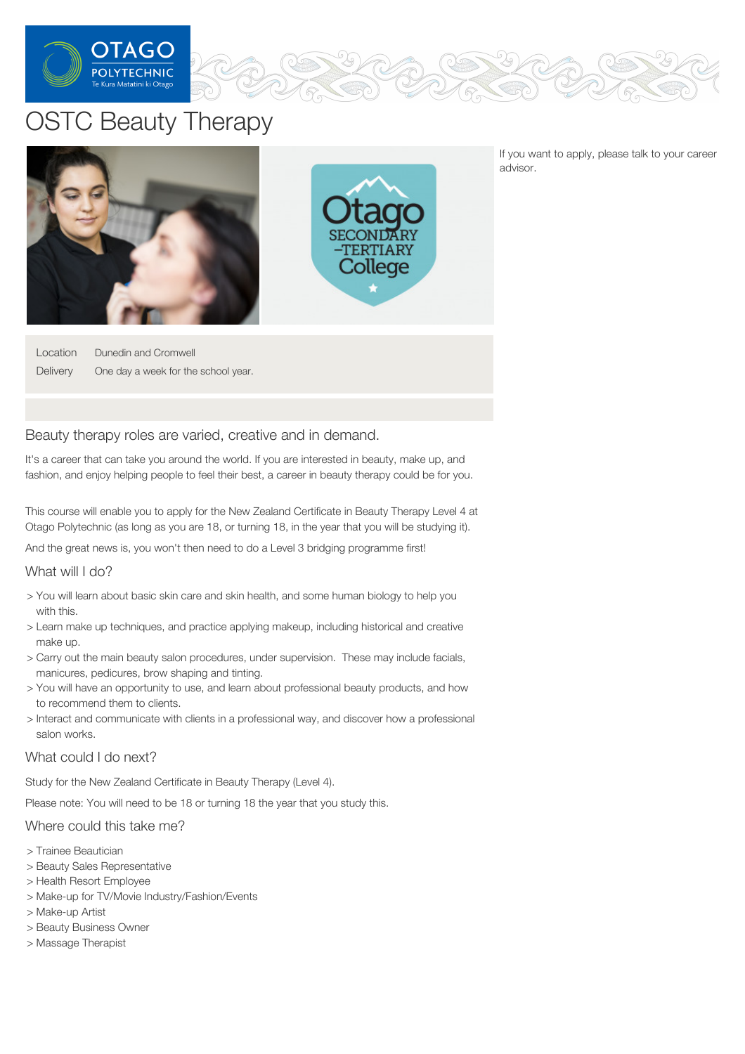# OSTC Beauty Therapy

If you want to apply, please talk to your career advisor.

| Location | Dunedin and Cromwell |
|---|---|
| Delivery | One day a week for the school year. |

## Beauty therapy roles are varied, creative and in demand.

It's a career that can take you around the world. If you are interested in beauty, make up, and fashion, and enjoy helping people to feel their best, a career in beauty therapy could be for you.

This course will enable you to apply for the New Zealand Certificate in Beauty Therapy Level 4 at Otago Polytechnic (as long as you are 18, or turning 18, in the year that you will be studying it).

And the great news is, you won't then need to do a Level 3 bridging programme first!

## What will I do?

- You will learn about basic skin care and skin health, and some human biology to help you with this.
- Learn make up techniques, and practice applying makeup, including historical and creative make up.
- Carry out the main beauty salon procedures, under supervision. These may include facials, manicures, pedicures, brow shaping and tinting.
- You will have an opportunity to use, and learn about professional beauty products, and how to recommend them to clients.
- Interact and communicate with clients in a professional way, and discover how a professional salon works.

## What could I do next?

Study for the New Zealand Certificate in Beauty Therapy (Level 4).

Please note: You will need to be 18 or turning 18 the year that you study this.

## Where could this take me?

- Trainee Beautician
- Beauty Sales Representative
- Health Resort Employee
- Make-up for TV/Movie Industry/Fashion/Events
- Make-up Artist
- Beauty Business Owner
- Massage Therapist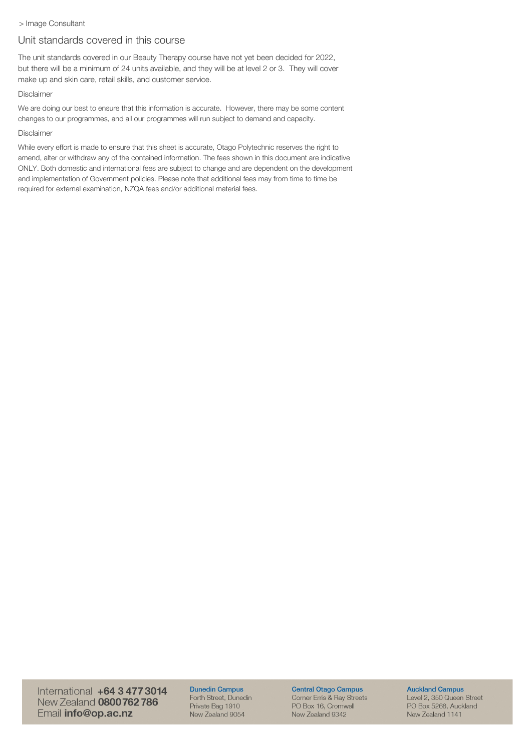> Image Consultant

## Unit standards covered in this course

The unit standards covered in our Beauty Therapy course have not yet been decided for 2022, but there will be a minimum of 24 units available, and they will be at level 2 or 3. They will cover make up and skin care, retail skills, and customer service.

Disclaimer

We are doing our best to ensure that this information is accurate. However, there may be some content changes to our programmes, and all our programmes will run subject to demand and capacity.

Disclaimer

While every effort is made to ensure that this sheet is accurate, Otago Polytechnic reserves the right to amend, alter or withdraw any of the contained information. The fees shown in this document are indicative ONLY. Both domestic and international fees are subject to change and are dependent on the development and implementation of Government policies. Please note that additional fees may from time to time be required for external examination, NZQA fees and/or additional material fees.

International **+64 3 477 3014**
New Zealand **0800 762 786**
Email **info@op.ac.nz**

**Dunedin Campus**
Forth Street, Dunedin
Private Bag 1910
New Zealand 9054

**Central Otago Campus**
Corner Erris & Ray Streets
PO Box 16, Cromwell
New Zealand 9342

**Auckland Campus**
Level 2, 350 Queen Street
PO Box 5268, Auckland
New Zealand 1141